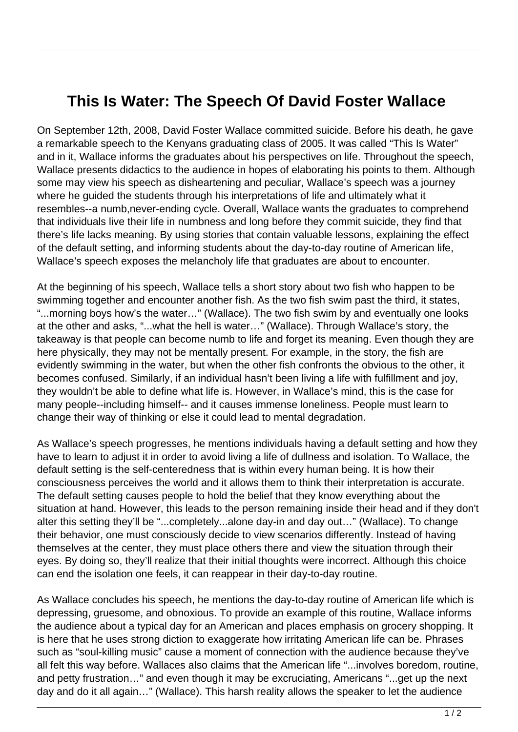# This Is Water: The Speech Of David Foster Wallace

On September 12th, 2008, David Foster Wallace committed suicide. Before his death, he gave a remarkable speech to the Kenyans graduating class of 2005. It was called "This Is Water" and in it, Wallace informs the graduates about his perspectives on life. Throughout the speech, Wallace presents didactics to the audience in hopes of elaborating his points to them. Although some may view his speech as disheartening and peculiar, Wallace's speech was a journey where he guided the students through his interpretations of life and ultimately what it resembles--a numb,never-ending cycle. Overall, Wallace wants the graduates to comprehend that individuals live their life in numbness and long before they commit suicide, they find that there's life lacks meaning. By using stories that contain valuable lessons, explaining the effect of the default setting, and informing students about the day-to-day routine of American life, Wallace's speech exposes the melancholy life that graduates are about to encounter.

At the beginning of his speech, Wallace tells a short story about two fish who happen to be swimming together and encounter another fish. As the two fish swim past the third, it states, "...morning boys how's the water…" (Wallace). The two fish swim by and eventually one looks at the other and asks, "...what the hell is water…" (Wallace). Through Wallace's story, the takeaway is that people can become numb to life and forget its meaning. Even though they are here physically, they may not be mentally present. For example, in the story, the fish are evidently swimming in the water, but when the other fish confronts the obvious to the other, it becomes confused. Similarly, if an individual hasn't been living a life with fulfillment and joy, they wouldn't be able to define what life is. However, in Wallace's mind, this is the case for many people--including himself-- and it causes immense loneliness. People must learn to change their way of thinking or else it could lead to mental degradation.

As Wallace's speech progresses, he mentions individuals having a default setting and how they have to learn to adjust it in order to avoid living a life of dullness and isolation. To Wallace, the default setting is the self-centeredness that is within every human being. It is how their consciousness perceives the world and it allows them to think their interpretation is accurate. The default setting causes people to hold the belief that they know everything about the situation at hand. However, this leads to the person remaining inside their head and if they don't alter this setting they'll be "...completely...alone day-in and day out…" (Wallace). To change their behavior, one must consciously decide to view scenarios differently. Instead of having themselves at the center, they must place others there and view the situation through their eyes. By doing so, they'll realize that their initial thoughts were incorrect. Although this choice can end the isolation one feels, it can reappear in their day-to-day routine.

As Wallace concludes his speech, he mentions the day-to-day routine of American life which is depressing, gruesome, and obnoxious. To provide an example of this routine, Wallace informs the audience about a typical day for an American and places emphasis on grocery shopping. It is here that he uses strong diction to exaggerate how irritating American life can be. Phrases such as "soul-killing music" cause a moment of connection with the audience because they've all felt this way before. Wallaces also claims that the American life "...involves boredom, routine, and petty frustration…" and even though it may be excruciating, Americans "...get up the next day and do it all again…" (Wallace). This harsh reality allows the speaker to let the audience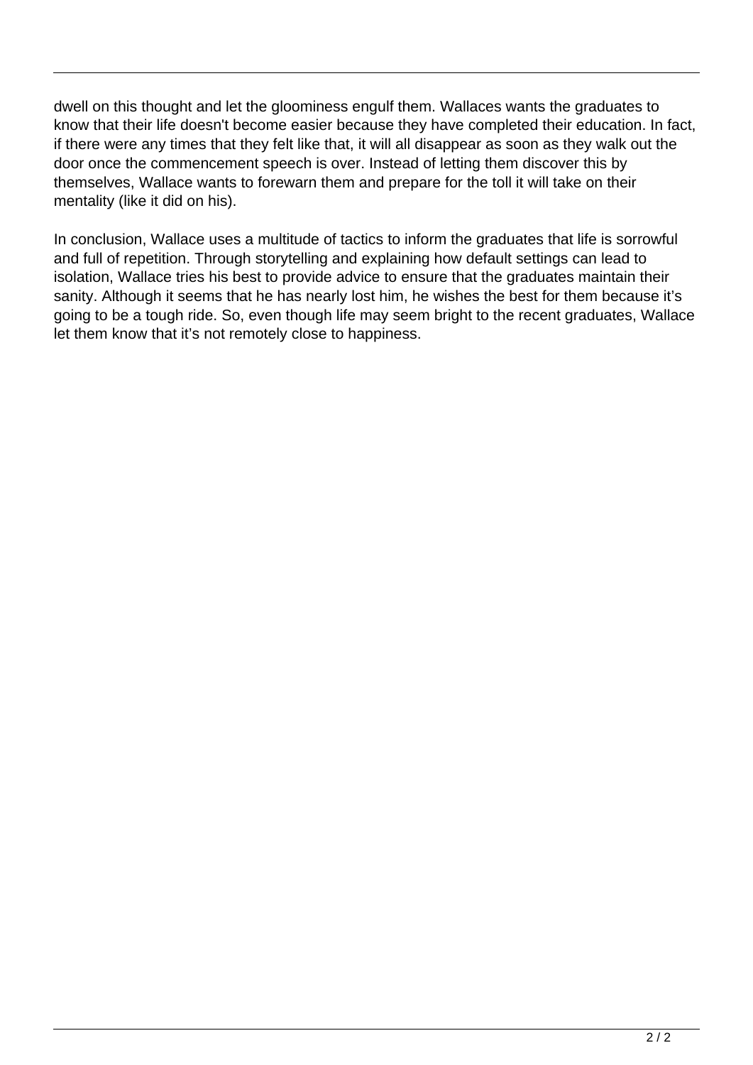dwell on this thought and let the gloominess engulf them. Wallaces wants the graduates to know that their life doesn't become easier because they have completed their education. In fact, if there were any times that they felt like that, it will all disappear as soon as they walk out the door once the commencement speech is over. Instead of letting them discover this by themselves, Wallace wants to forewarn them and prepare for the toll it will take on their mentality (like it did on his).

In conclusion, Wallace uses a multitude of tactics to inform the graduates that life is sorrowful and full of repetition. Through storytelling and explaining how default settings can lead to isolation, Wallace tries his best to provide advice to ensure that the graduates maintain their sanity. Although it seems that he has nearly lost him, he wishes the best for them because it’s going to be a tough ride. So, even though life may seem bright to the recent graduates, Wallace let them know that it’s not remotely close to happiness.